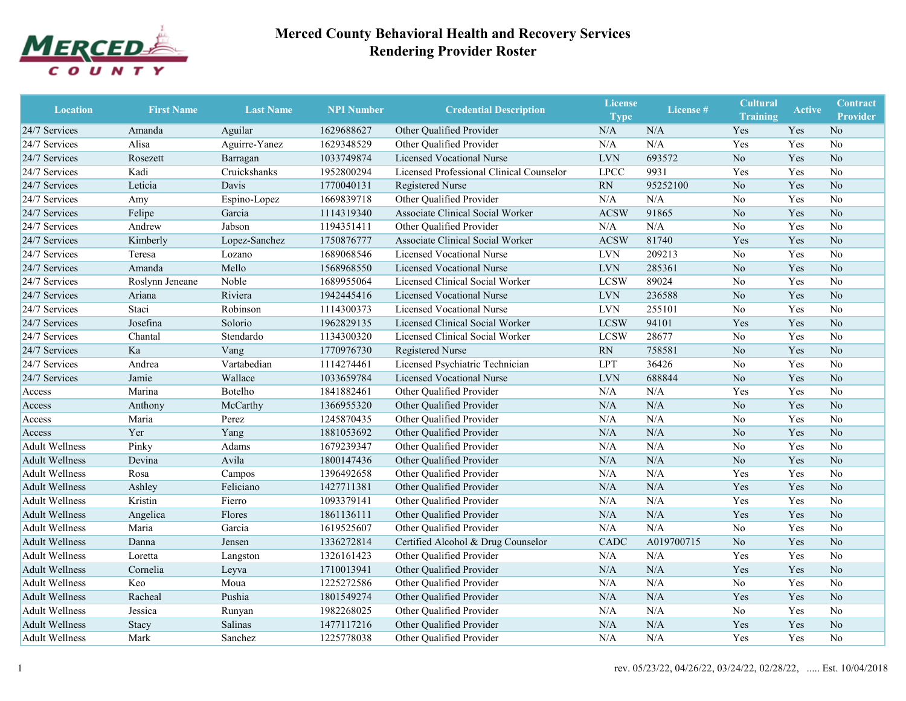# Merced County Behavioral Health and Recovery Services
## Rendering Provider Roster

| Location | First Name | Last Name | NPI Number | Credential Description | License Type | License # | Cultural Training | Active | Contract Provider |
|---|---|---|---|---|---|---|---|---|---|
| 24/7 Services | Amanda | Aguilar | 1629688627 | Other Qualified Provider | N/A | N/A | Yes | Yes | No |
| 24/7 Services | Alisa | Aguirre-Yanez | 1629348529 | Other Qualified Provider | N/A | N/A | Yes | Yes | No |
| 24/7 Services | Rosezett | Barragan | 1033749874 | Licensed Vocational Nurse | LVN | 693572 | No | Yes | No |
| 24/7 Services | Kadi | Cruickshanks | 1952800294 | Licensed Professional Clinical Counselor | LPCC | 9931 | Yes | Yes | No |
| 24/7 Services | Leticia | Davis | 1770040131 | Registered Nurse | RN | 95252100 | No | Yes | No |
| 24/7 Services | Amy | Espino-Lopez | 1669839718 | Other Qualified Provider | N/A | N/A | No | Yes | No |
| 24/7 Services | Felipe | Garcia | 1114319340 | Associate Clinical Social Worker | ACSW | 91865 | No | Yes | No |
| 24/7 Services | Andrew | Jabson | 1194351411 | Other Qualified Provider | N/A | N/A | No | Yes | No |
| 24/7 Services | Kimberly | Lopez-Sanchez | 1750876777 | Associate Clinical Social Worker | ACSW | 81740 | Yes | Yes | No |
| 24/7 Services | Teresa | Lozano | 1689068546 | Licensed Vocational Nurse | LVN | 209213 | No | Yes | No |
| 24/7 Services | Amanda | Mello | 1568968550 | Licensed Vocational Nurse | LVN | 285361 | No | Yes | No |
| 24/7 Services | Roslynn Jeneane | Noble | 1689955064 | Licensed Clinical Social Worker | LCSW | 89024 | No | Yes | No |
| 24/7 Services | Ariana | Riviera | 1942445416 | Licensed Vocational Nurse | LVN | 236588 | No | Yes | No |
| 24/7 Services | Staci | Robinson | 1114300373 | Licensed Vocational Nurse | LVN | 255101 | No | Yes | No |
| 24/7 Services | Josefina | Solorio | 1962829135 | Licensed Clinical Social Worker | LCSW | 94101 | Yes | Yes | No |
| 24/7 Services | Chantal | Stendardo | 1134300320 | Licensed Clinical Social Worker | LCSW | 28677 | No | Yes | No |
| 24/7 Services | Ka | Vang | 1770976730 | Registered Nurse | RN | 758581 | No | Yes | No |
| 24/7 Services | Andrea | Vartabedian | 1114274461 | Licensed Psychiatric Technician | LPT | 36426 | No | Yes | No |
| 24/7 Services | Jamie | Wallace | 1033659784 | Licensed Vocational Nurse | LVN | 688844 | No | Yes | No |
| Access | Marina | Botelho | 1841882461 | Other Qualified Provider | N/A | N/A | Yes | Yes | No |
| Access | Anthony | McCarthy | 1366955320 | Other Qualified Provider | N/A | N/A | No | Yes | No |
| Access | Maria | Perez | 1245870435 | Other Qualified Provider | N/A | N/A | No | Yes | No |
| Access | Yer | Yang | 1881053692 | Other Qualified Provider | N/A | N/A | No | Yes | No |
| Adult Wellness | Pinky | Adams | 1679239347 | Other Qualified Provider | N/A | N/A | No | Yes | No |
| Adult Wellness | Devina | Avila | 1800147436 | Other Qualified Provider | N/A | N/A | No | Yes | No |
| Adult Wellness | Rosa | Campos | 1396492658 | Other Qualified Provider | N/A | N/A | Yes | Yes | No |
| Adult Wellness | Ashley | Feliciano | 1427711381 | Other Qualified Provider | N/A | N/A | Yes | Yes | No |
| Adult Wellness | Kristin | Fierro | 1093379141 | Other Qualified Provider | N/A | N/A | Yes | Yes | No |
| Adult Wellness | Angelica | Flores | 1861136111 | Other Qualified Provider | N/A | N/A | Yes | Yes | No |
| Adult Wellness | Maria | Garcia | 1619525607 | Other Qualified Provider | N/A | N/A | No | Yes | No |
| Adult Wellness | Danna | Jensen | 1336272814 | Certified Alcohol & Drug Counselor | CADC | A019700715 | No | Yes | No |
| Adult Wellness | Loretta | Langston | 1326161423 | Other Qualified Provider | N/A | N/A | Yes | Yes | No |
| Adult Wellness | Cornelia | Leyva | 1710013941 | Other Qualified Provider | N/A | N/A | Yes | Yes | No |
| Adult Wellness | Keo | Moua | 1225272586 | Other Qualified Provider | N/A | N/A | No | Yes | No |
| Adult Wellness | Racheal | Pushia | 1801549274 | Other Qualified Provider | N/A | N/A | Yes | Yes | No |
| Adult Wellness | Jessica | Runyan | 1982268025 | Other Qualified Provider | N/A | N/A | No | Yes | No |
| Adult Wellness | Stacy | Salinas | 1477117216 | Other Qualified Provider | N/A | N/A | Yes | Yes | No |
| Adult Wellness | Mark | Sanchez | 1225778038 | Other Qualified Provider | N/A | N/A | Yes | Yes | No |

rev. 05/23/22, 04/26/22, 03/24/22, 02/28/22, ..... Est. 10/04/2018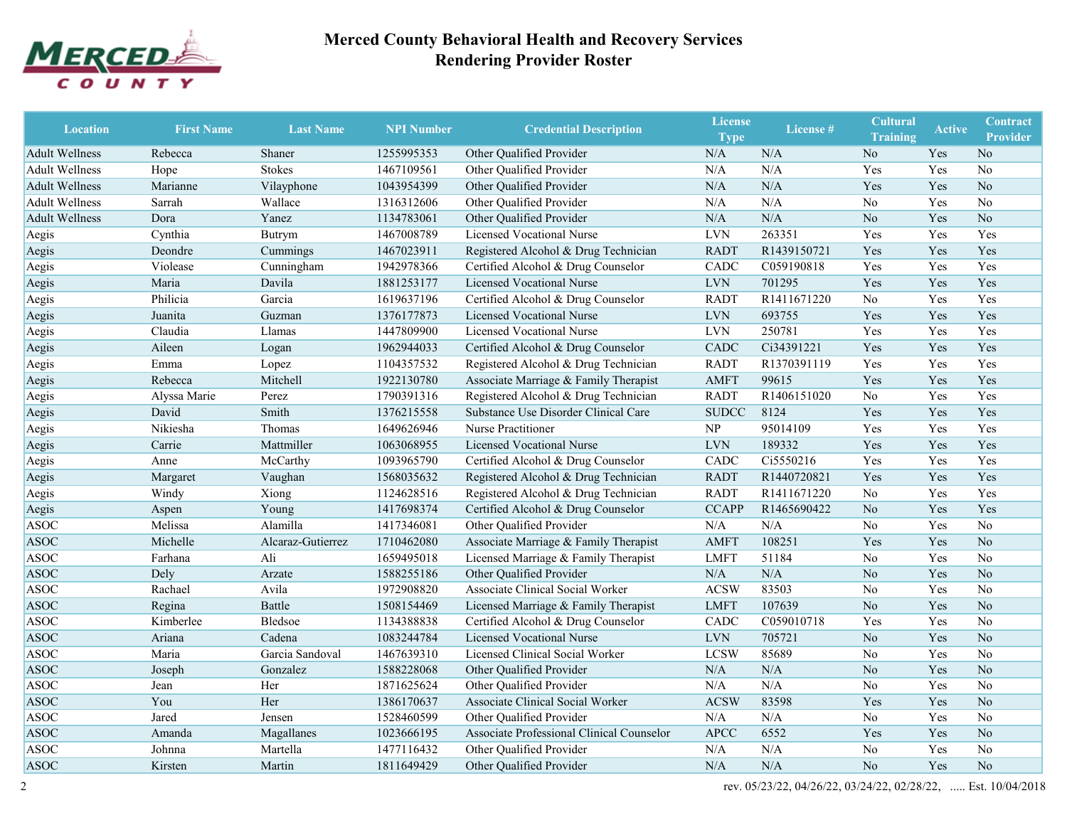# Merced County Behavioral Health and Recovery Services
## Rendering Provider Roster

| Location | First Name | Last Name | NPI Number | Credential Description | License Type | License # | Cultural Training | Active | Contract Provider |
|---|---|---|---|---|---|---|---|---|---|
| Adult Wellness | Rebecca | Shaner | 1255995353 | Other Qualified Provider | N/A | N/A | No | Yes | No |
| Adult Wellness | Hope | Stokes | 1467109561 | Other Qualified Provider | N/A | N/A | Yes | Yes | No |
| Adult Wellness | Marianne | Vilayphone | 1043954399 | Other Qualified Provider | N/A | N/A | Yes | Yes | No |
| Adult Wellness | Sarrah | Wallace | 1316312606 | Other Qualified Provider | N/A | N/A | No | Yes | No |
| Adult Wellness | Dora | Yanez | 1134783061 | Other Qualified Provider | N/A | N/A | No | Yes | No |
| Aegis | Cynthia | Butrym | 1467008789 | Licensed Vocational Nurse | LVN | 263351 | Yes | Yes | Yes |
| Aegis | Deondre | Cummings | 1467023911 | Registered Alcohol & Drug Technician | RADT | R1439150721 | Yes | Yes | Yes |
| Aegis | Violease | Cunningham | 1942978366 | Certified Alcohol & Drug Counselor | CADC | C059190818 | Yes | Yes | Yes |
| Aegis | Maria | Davila | 1881253177 | Licensed Vocational Nurse | LVN | 701295 | Yes | Yes | Yes |
| Aegis | Philicia | Garcia | 1619637196 | Certified Alcohol & Drug Counselor | RADT | R1411671220 | No | Yes | Yes |
| Aegis | Juanita | Guzman | 1376177873 | Licensed Vocational Nurse | LVN | 693755 | Yes | Yes | Yes |
| Aegis | Claudia | Llamas | 1447809900 | Licensed Vocational Nurse | LVN | 250781 | Yes | Yes | Yes |
| Aegis | Aileen | Logan | 1962944033 | Certified Alcohol & Drug Counselor | CADC | Ci34391221 | Yes | Yes | Yes |
| Aegis | Emma | Lopez | 1104357532 | Registered Alcohol & Drug Technician | RADT | R1370391119 | Yes | Yes | Yes |
| Aegis | Rebecca | Mitchell | 1922130780 | Associate Marriage & Family Therapist | AMFT | 99615 | Yes | Yes | Yes |
| Aegis | Alyssa Marie | Perez | 1790391316 | Registered Alcohol & Drug Technician | RADT | R1406151020 | No | Yes | Yes |
| Aegis | David | Smith | 1376215558 | Substance Use Disorder Clinical Care | SUDCC | 8124 | Yes | Yes | Yes |
| Aegis | Nikiesha | Thomas | 1649626946 | Nurse Practitioner | NP | 95014109 | Yes | Yes | Yes |
| Aegis | Carrie | Mattmiller | 1063068955 | Licensed Vocational Nurse | LVN | 189332 | Yes | Yes | Yes |
| Aegis | Anne | McCarthy | 1093965790 | Certified Alcohol & Drug Counselor | CADC | Ci5550216 | Yes | Yes | Yes |
| Aegis | Margaret | Vaughan | 1568035632 | Registered Alcohol & Drug Technician | RADT | R1440720821 | Yes | Yes | Yes |
| Aegis | Windy | Xiong | 1124628516 | Registered Alcohol & Drug Technician | RADT | R1411671220 | No | Yes | Yes |
| Aegis | Aspen | Young | 1417698374 | Certified Alcohol & Drug Counselor | CCAPP | R1465690422 | No | Yes | Yes |
| ASOC | Melissa | Alamilla | 1417346081 | Other Qualified Provider | N/A | N/A | No | Yes | No |
| ASOC | Michelle | Alcaraz-Gutierrez | 1710462080 | Associate Marriage & Family Therapist | AMFT | 108251 | Yes | Yes | No |
| ASOC | Farhana | Ali | 1659495018 | Licensed Marriage & Family Therapist | LMFT | 51184 | No | Yes | No |
| ASOC | Dely | Arzate | 1588255186 | Other Qualified Provider | N/A | N/A | No | Yes | No |
| ASOC | Rachael | Avila | 1972908820 | Associate Clinical Social Worker | ACSW | 83503 | No | Yes | No |
| ASOC | Regina | Battle | 1508154469 | Licensed Marriage & Family Therapist | LMFT | 107639 | No | Yes | No |
| ASOC | Kimberlee | Bledsoe | 1134388838 | Certified Alcohol & Drug Counselor | CADC | C059010718 | Yes | Yes | No |
| ASOC | Ariana | Cadena | 1083244784 | Licensed Vocational Nurse | LVN | 705721 | No | Yes | No |
| ASOC | Maria | Garcia Sandoval | 1467639310 | Licensed Clinical Social Worker | LCSW | 85689 | No | Yes | No |
| ASOC | Joseph | Gonzalez | 1588228068 | Other Qualified Provider | N/A | N/A | No | Yes | No |
| ASOC | Jean | Her | 1871625624 | Other Qualified Provider | N/A | N/A | No | Yes | No |
| ASOC | You | Her | 1386170637 | Associate Clinical Social Worker | ACSW | 83598 | Yes | Yes | No |
| ASOC | Jared | Jensen | 1528460599 | Other Qualified Provider | N/A | N/A | No | Yes | No |
| ASOC | Amanda | Magallanes | 1023666195 | Associate Professional Clinical Counselor | APCC | 6552 | Yes | Yes | No |
| ASOC | Johnna | Martella | 1477116432 | Other Qualified Provider | N/A | N/A | No | Yes | No |
| ASOC | Kirsten | Martin | 1811649429 | Other Qualified Provider | N/A | N/A | No | Yes | No |

rev. 05/23/22, 04/26/22, 03/24/22, 02/28/22, ..... Est. 10/04/2018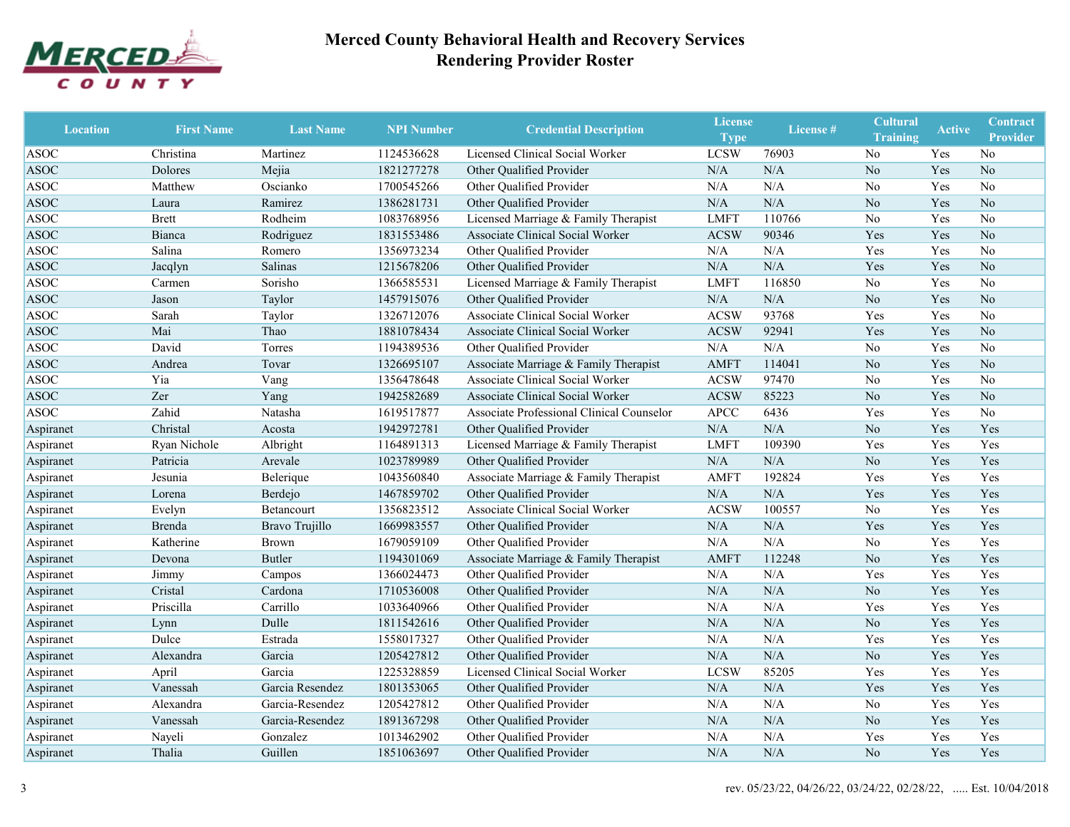# Merced County Behavioral Health and Recovery Services
## Rendering Provider Roster

| Location | First Name | Last Name | NPI Number | Credential Description | License Type | License # | Cultural Training | Active | Contract Provider |
|---|---|---|---|---|---|---|---|---|---|
| ASOC | Christina | Martinez | 1124536628 | Licensed Clinical Social Worker | LCSW | 76903 | No | Yes | No |
| ASOC | Dolores | Mejia | 1821277278 | Other Qualified Provider | N/A | N/A | No | Yes | No |
| ASOC | Matthew | Oscianko | 1700545266 | Other Qualified Provider | N/A | N/A | No | Yes | No |
| ASOC | Laura | Ramirez | 1386281731 | Other Qualified Provider | N/A | N/A | No | Yes | No |
| ASOC | Brett | Rodheim | 1083768956 | Licensed Marriage & Family Therapist | LMFT | 110766 | No | Yes | No |
| ASOC | Bianca | Rodriguez | 1831553486 | Associate Clinical Social Worker | ACSW | 90346 | Yes | Yes | No |
| ASOC | Salina | Romero | 1356973234 | Other Qualified Provider | N/A | N/A | Yes | Yes | No |
| ASOC | Jacqlyn | Salinas | 1215678206 | Other Qualified Provider | N/A | N/A | Yes | Yes | No |
| ASOC | Carmen | Sorisho | 1366585531 | Licensed Marriage & Family Therapist | LMFT | 116850 | No | Yes | No |
| ASOC | Jason | Taylor | 1457915076 | Other Qualified Provider | N/A | N/A | No | Yes | No |
| ASOC | Sarah | Taylor | 1326712076 | Associate Clinical Social Worker | ACSW | 93768 | Yes | Yes | No |
| ASOC | Mai | Thao | 1881078434 | Associate Clinical Social Worker | ACSW | 92941 | Yes | Yes | No |
| ASOC | David | Torres | 1194389536 | Other Qualified Provider | N/A | N/A | No | Yes | No |
| ASOC | Andrea | Tovar | 1326695107 | Associate Marriage & Family Therapist | AMFT | 114041 | No | Yes | No |
| ASOC | Yia | Vang | 1356478648 | Associate Clinical Social Worker | ACSW | 97470 | No | Yes | No |
| ASOC | Zer | Yang | 1942582689 | Associate Clinical Social Worker | ACSW | 85223 | No | Yes | No |
| ASOC | Zahid | Natasha | 1619517877 | Associate Professional Clinical Counselor | APCC | 6436 | Yes | Yes | No |
| Aspiranet | Christal | Acosta | 1942972781 | Other Qualified Provider | N/A | N/A | No | Yes | Yes |
| Aspiranet | Ryan Nichole | Albright | 1164891313 | Licensed Marriage & Family Therapist | LMFT | 109390 | Yes | Yes | Yes |
| Aspiranet | Patricia | Arevale | 1023789989 | Other Qualified Provider | N/A | N/A | No | Yes | Yes |
| Aspiranet | Jesunia | Belerique | 1043560840 | Associate Marriage & Family Therapist | AMFT | 192824 | Yes | Yes | Yes |
| Aspiranet | Lorena | Berdejo | 1467859702 | Other Qualified Provider | N/A | N/A | Yes | Yes | Yes |
| Aspiranet | Evelyn | Betancourt | 1356823512 | Associate Clinical Social Worker | ACSW | 100557 | No | Yes | Yes |
| Aspiranet | Brenda | Bravo Trujillo | 1669983557 | Other Qualified Provider | N/A | N/A | Yes | Yes | Yes |
| Aspiranet | Katherine | Brown | 1679059109 | Other Qualified Provider | N/A | N/A | No | Yes | Yes |
| Aspiranet | Devona | Butler | 1194301069 | Associate Marriage & Family Therapist | AMFT | 112248 | No | Yes | Yes |
| Aspiranet | Jimmy | Campos | 1366024473 | Other Qualified Provider | N/A | N/A | Yes | Yes | Yes |
| Aspiranet | Cristal | Cardona | 1710536008 | Other Qualified Provider | N/A | N/A | No | Yes | Yes |
| Aspiranet | Priscilla | Carrillo | 1033640966 | Other Qualified Provider | N/A | N/A | Yes | Yes | Yes |
| Aspiranet | Lynn | Dulle | 1811542616 | Other Qualified Provider | N/A | N/A | No | Yes | Yes |
| Aspiranet | Dulce | Estrada | 1558017327 | Other Qualified Provider | N/A | N/A | Yes | Yes | Yes |
| Aspiranet | Alexandra | Garcia | 1205427812 | Other Qualified Provider | N/A | N/A | No | Yes | Yes |
| Aspiranet | April | Garcia | 1225328859 | Licensed Clinical Social Worker | LCSW | 85205 | Yes | Yes | Yes |
| Aspiranet | Vanessah | Garcia Resendez | 1801353065 | Other Qualified Provider | N/A | N/A | Yes | Yes | Yes |
| Aspiranet | Alexandra | Garcia-Resendez | 1205427812 | Other Qualified Provider | N/A | N/A | No | Yes | Yes |
| Aspiranet | Vanessah | Garcia-Resendez | 1891367298 | Other Qualified Provider | N/A | N/A | No | Yes | Yes |
| Aspiranet | Nayeli | Gonzalez | 1013462902 | Other Qualified Provider | N/A | N/A | Yes | Yes | Yes |
| Aspiranet | Thalia | Guillen | 1851063697 | Other Qualified Provider | N/A | N/A | No | Yes | Yes |

rev. 05/23/22, 04/26/22, 03/24/22, 02/28/22, ..... Est. 10/04/2018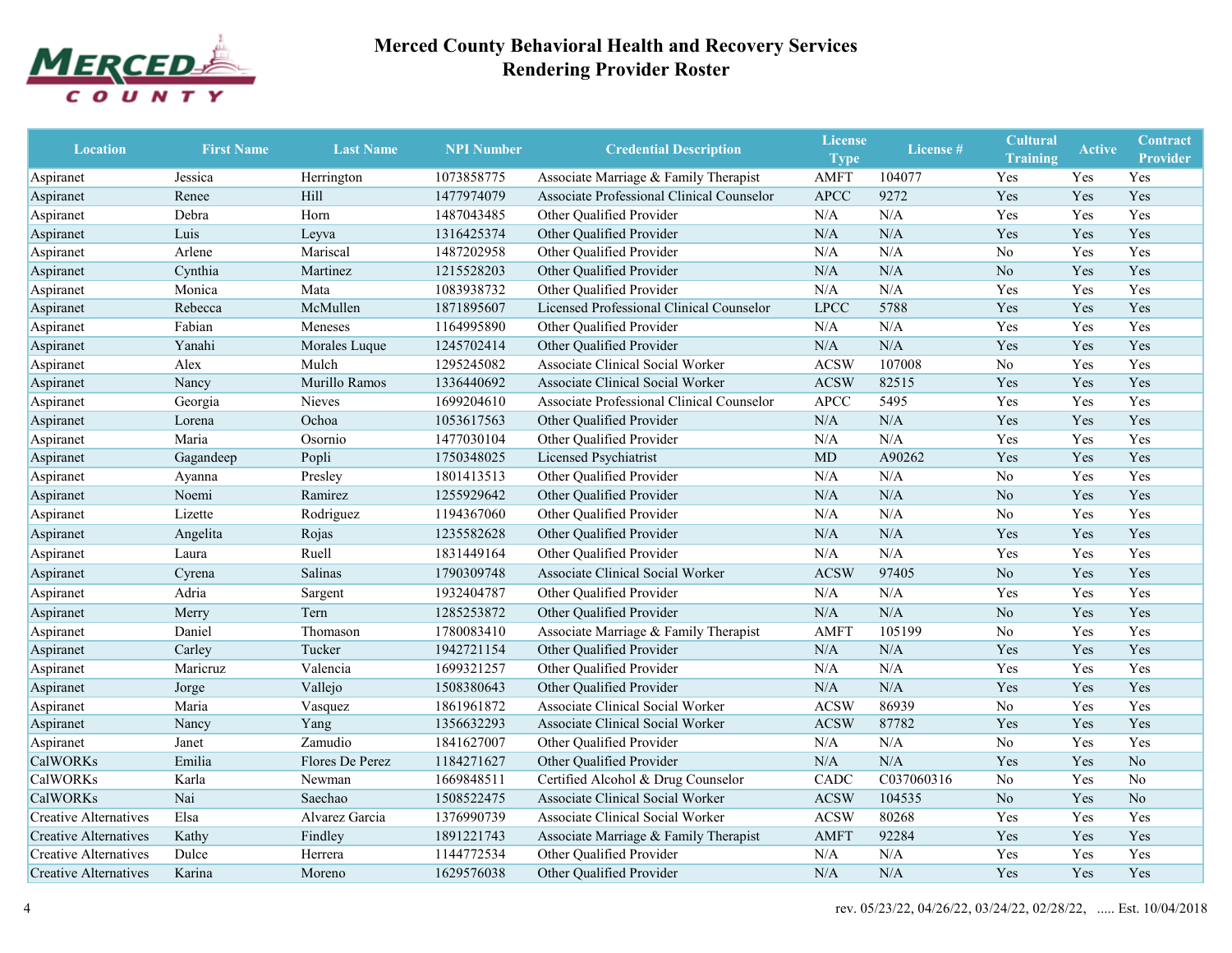# Merced County Behavioral Health and Recovery Services
## Rendering Provider Roster

| Location | First Name | Last Name | NPI Number | Credential Description | License Type | License # | Cultural Training | Active | Contract Provider |
|---|---|---|---|---|---|---|---|---|---|
| Aspiranet | Jessica | Herrington | 1073858775 | Associate Marriage & Family Therapist | AMFT | 104077 | Yes | Yes | Yes |
| Aspiranet | Renee | Hill | 1477974079 | Associate Professional Clinical Counselor | APCC | 9272 | Yes | Yes | Yes |
| Aspiranet | Debra | Horn | 1487043485 | Other Qualified Provider | N/A | N/A | Yes | Yes | Yes |
| Aspiranet | Luis | Leyva | 1316425374 | Other Qualified Provider | N/A | N/A | Yes | Yes | Yes |
| Aspiranet | Arlene | Mariscal | 1487202958 | Other Qualified Provider | N/A | N/A | No | Yes | Yes |
| Aspiranet | Cynthia | Martinez | 1215528203 | Other Qualified Provider | N/A | N/A | No | Yes | Yes |
| Aspiranet | Monica | Mata | 1083938732 | Other Qualified Provider | N/A | N/A | Yes | Yes | Yes |
| Aspiranet | Rebecca | McMullen | 1871895607 | Licensed Professional Clinical Counselor | LPCC | 5788 | Yes | Yes | Yes |
| Aspiranet | Fabian | Meneses | 1164995890 | Other Qualified Provider | N/A | N/A | Yes | Yes | Yes |
| Aspiranet | Yanahi | Morales Luque | 1245702414 | Other Qualified Provider | N/A | N/A | Yes | Yes | Yes |
| Aspiranet | Alex | Mulch | 1295245082 | Associate Clinical Social Worker | ACSW | 107008 | No | Yes | Yes |
| Aspiranet | Nancy | Murillo Ramos | 1336440692 | Associate Clinical Social Worker | ACSW | 82515 | Yes | Yes | Yes |
| Aspiranet | Georgia | Nieves | 1699204610 | Associate Professional Clinical Counselor | APCC | 5495 | Yes | Yes | Yes |
| Aspiranet | Lorena | Ochoa | 1053617563 | Other Qualified Provider | N/A | N/A | Yes | Yes | Yes |
| Aspiranet | Maria | Osornio | 1477030104 | Other Qualified Provider | N/A | N/A | Yes | Yes | Yes |
| Aspiranet | Gagandeep | Popli | 1750348025 | Licensed Psychiatrist | MD | A90262 | Yes | Yes | Yes |
| Aspiranet | Ayanna | Presley | 1801413513 | Other Qualified Provider | N/A | N/A | No | Yes | Yes |
| Aspiranet | Noemi | Ramirez | 1255929642 | Other Qualified Provider | N/A | N/A | No | Yes | Yes |
| Aspiranet | Lizette | Rodriguez | 1194367060 | Other Qualified Provider | N/A | N/A | No | Yes | Yes |
| Aspiranet | Angelita | Rojas | 1235582628 | Other Qualified Provider | N/A | N/A | Yes | Yes | Yes |
| Aspiranet | Laura | Ruell | 1831449164 | Other Qualified Provider | N/A | N/A | Yes | Yes | Yes |
| Aspiranet | Cyrena | Salinas | 1790309748 | Associate Clinical Social Worker | ACSW | 97405 | No | Yes | Yes |
| Aspiranet | Adria | Sargent | 1932404787 | Other Qualified Provider | N/A | N/A | Yes | Yes | Yes |
| Aspiranet | Merry | Tern | 1285253872 | Other Qualified Provider | N/A | N/A | No | Yes | Yes |
| Aspiranet | Daniel | Thomason | 1780083410 | Associate Marriage & Family Therapist | AMFT | 105199 | No | Yes | Yes |
| Aspiranet | Carley | Tucker | 1942721154 | Other Qualified Provider | N/A | N/A | Yes | Yes | Yes |
| Aspiranet | Maricruz | Valencia | 1699321257 | Other Qualified Provider | N/A | N/A | Yes | Yes | Yes |
| Aspiranet | Jorge | Vallejo | 1508380643 | Other Qualified Provider | N/A | N/A | Yes | Yes | Yes |
| Aspiranet | Maria | Vasquez | 1861961872 | Associate Clinical Social Worker | ACSW | 86939 | No | Yes | Yes |
| Aspiranet | Nancy | Yang | 1356632293 | Associate Clinical Social Worker | ACSW | 87782 | Yes | Yes | Yes |
| Aspiranet | Janet | Zamudio | 1841627007 | Other Qualified Provider | N/A | N/A | No | Yes | Yes |
| CalWORKs | Emilia | Flores De Perez | 1184271627 | Other Qualified Provider | N/A | N/A | Yes | Yes | No |
| CalWORKs | Karla | Newman | 1669848511 | Certified Alcohol & Drug Counselor | CADC | C037060316 | No | Yes | No |
| CalWORKs | Nai | Saechao | 1508522475 | Associate Clinical Social Worker | ACSW | 104535 | No | Yes | No |
| Creative Alternatives | Elsa | Alvarez Garcia | 1376990739 | Associate Clinical Social Worker | ACSW | 80268 | Yes | Yes | Yes |
| Creative Alternatives | Kathy | Findley | 1891221743 | Associate Marriage & Family Therapist | AMFT | 92284 | Yes | Yes | Yes |
| Creative Alternatives | Dulce | Herrera | 1144772534 | Other Qualified Provider | N/A | N/A | Yes | Yes | Yes |
| Creative Alternatives | Karina | Moreno | 1629576038 | Other Qualified Provider | N/A | N/A | Yes | Yes | Yes |

rev. 05/23/22, 04/26/22, 03/24/22, 02/28/22, ..... Est. 10/04/2018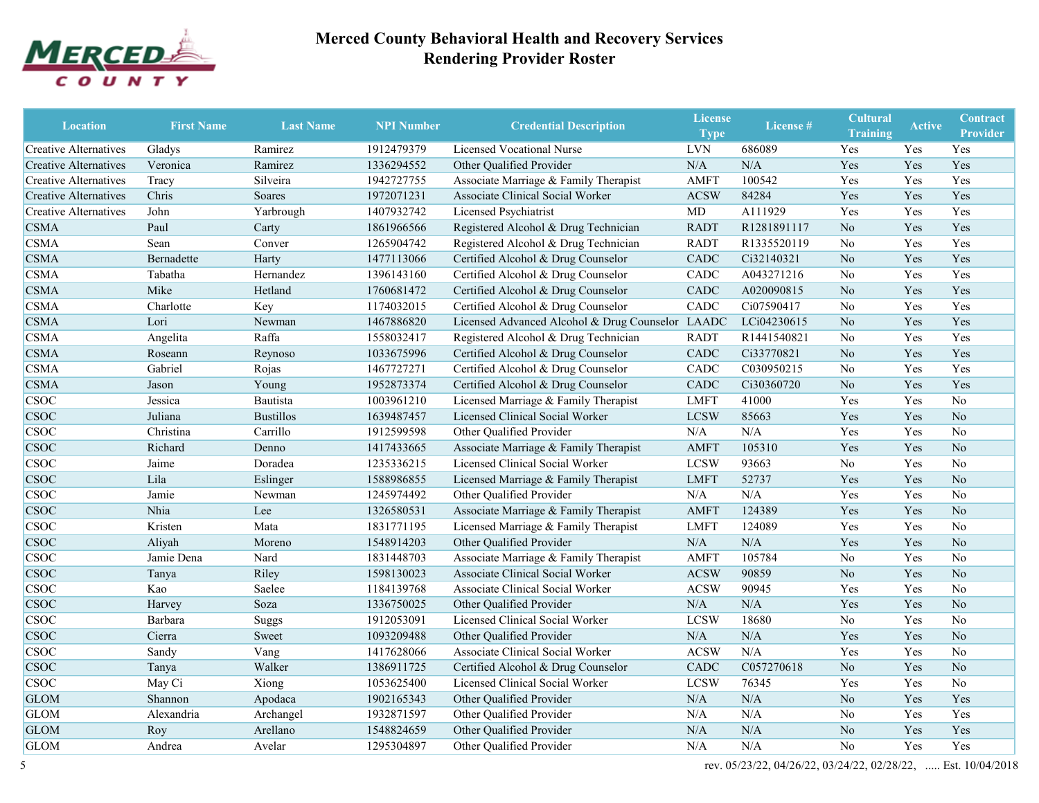# Merced County Behavioral Health and Recovery Services
## Rendering Provider Roster

| Location | First Name | Last Name | NPI Number | Credential Description | License Type | License # | Cultural Training | Active | Contract Provider |
|---|---|---|---|---|---|---|---|---|---|
| Creative Alternatives | Gladys | Ramirez | 1912479379 | Licensed Vocational Nurse | LVN | 686089 | Yes | Yes | Yes |
| Creative Alternatives | Veronica | Ramirez | 1336294552 | Other Qualified Provider | N/A | N/A | Yes | Yes | Yes |
| Creative Alternatives | Tracy | Silveira | 1942727755 | Associate Marriage & Family Therapist | AMFT | 100542 | Yes | Yes | Yes |
| Creative Alternatives | Chris | Soares | 1972071231 | Associate Clinical Social Worker | ACSW | 84284 | Yes | Yes | Yes |
| Creative Alternatives | John | Yarbrough | 1407932742 | Licensed Psychiatrist | MD | A111929 | Yes | Yes | Yes |
| CSMA | Paul | Carty | 1861966566 | Registered Alcohol & Drug Technician | RADT | R1281891117 | No | Yes | Yes |
| CSMA | Sean | Conver | 1265904742 | Registered Alcohol & Drug Technician | RADT | R1335520119 | No | Yes | Yes |
| CSMA | Bernadette | Harty | 1477113066 | Certified Alcohol & Drug Counselor | CADC | Ci32140321 | No | Yes | Yes |
| CSMA | Tabatha | Hernandez | 1396143160 | Certified Alcohol & Drug Counselor | CADC | A043271216 | No | Yes | Yes |
| CSMA | Mike | Hetland | 1760681472 | Certified Alcohol & Drug Counselor | CADC | A020090815 | No | Yes | Yes |
| CSMA | Charlotte | Key | 1174032015 | Certified Alcohol & Drug Counselor | CADC | Ci07590417 | No | Yes | Yes |
| CSMA | Lori | Newman | 1467886820 | Licensed Advanced Alcohol & Drug Counselor | LAADC | LCi04230615 | No | Yes | Yes |
| CSMA | Angelita | Raffa | 1558032417 | Registered Alcohol & Drug Technician | RADT | R1441540821 | No | Yes | Yes |
| CSMA | Roseann | Reynoso | 1033675996 | Certified Alcohol & Drug Counselor | CADC | Ci33770821 | No | Yes | Yes |
| CSMA | Gabriel | Rojas | 1467727271 | Certified Alcohol & Drug Counselor | CADC | C030950215 | No | Yes | Yes |
| CSMA | Jason | Young | 1952873374 | Certified Alcohol & Drug Counselor | CADC | Ci30360720 | No | Yes | Yes |
| CSOC | Jessica | Bautista | 1003961210 | Licensed Marriage & Family Therapist | LMFT | 41000 | Yes | Yes | No |
| CSOC | Juliana | Bustillos | 1639487457 | Licensed Clinical Social Worker | LCSW | 85663 | Yes | Yes | No |
| CSOC | Christina | Carrillo | 1912599598 | Other Qualified Provider | N/A | N/A | Yes | Yes | No |
| CSOC | Richard | Denno | 1417433665 | Associate Marriage & Family Therapist | AMFT | 105310 | Yes | Yes | No |
| CSOC | Jaime | Doradea | 1235336215 | Licensed Clinical Social Worker | LCSW | 93663 | No | Yes | No |
| CSOC | Lila | Eslinger | 1588986855 | Licensed Marriage & Family Therapist | LMFT | 52737 | Yes | Yes | No |
| CSOC | Jamie | Newman | 1245974492 | Other Qualified Provider | N/A | N/A | Yes | Yes | No |
| CSOC | Nhia | Lee | 1326580531 | Associate Marriage & Family Therapist | AMFT | 124389 | Yes | Yes | No |
| CSOC | Kristen | Mata | 1831771195 | Licensed Marriage & Family Therapist | LMFT | 124089 | Yes | Yes | No |
| CSOC | Aliyah | Moreno | 1548914203 | Other Qualified Provider | N/A | N/A | Yes | Yes | No |
| CSOC | Jamie Dena | Nard | 1831448703 | Associate Marriage & Family Therapist | AMFT | 105784 | No | Yes | No |
| CSOC | Tanya | Riley | 1598130023 | Associate Clinical Social Worker | ACSW | 90859 | No | Yes | No |
| CSOC | Kao | Saelee | 1184139768 | Associate Clinical Social Worker | ACSW | 90945 | Yes | Yes | No |
| CSOC | Harvey | Soza | 1336750025 | Other Qualified Provider | N/A | N/A | Yes | Yes | No |
| CSOC | Barbara | Suggs | 1912053091 | Licensed Clinical Social Worker | LCSW | 18680 | No | Yes | No |
| CSOC | Cierra | Sweet | 1093209488 | Other Qualified Provider | N/A | N/A | Yes | Yes | No |
| CSOC | Sandy | Vang | 1417628066 | Associate Clinical Social Worker | ACSW | N/A | Yes | Yes | No |
| CSOC | Tanya | Walker | 1386911725 | Certified Alcohol & Drug Counselor | CADC | C057270618 | No | Yes | No |
| CSOC | May Ci | Xiong | 1053625400 | Licensed Clinical Social Worker | LCSW | 76345 | Yes | Yes | No |
| GLOM | Shannon | Apodaca | 1902165343 | Other Qualified Provider | N/A | N/A | No | Yes | Yes |
| GLOM | Alexandria | Archangel | 1932871597 | Other Qualified Provider | N/A | N/A | No | Yes | Yes |
| GLOM | Roy | Arellano | 1548824659 | Other Qualified Provider | N/A | N/A | No | Yes | Yes |
| GLOM | Andrea | Avelar | 1295304897 | Other Qualified Provider | N/A | N/A | No | Yes | Yes |

rev. 05/23/22, 04/26/22, 03/24/22, 02/28/22, ..... Est. 10/04/2018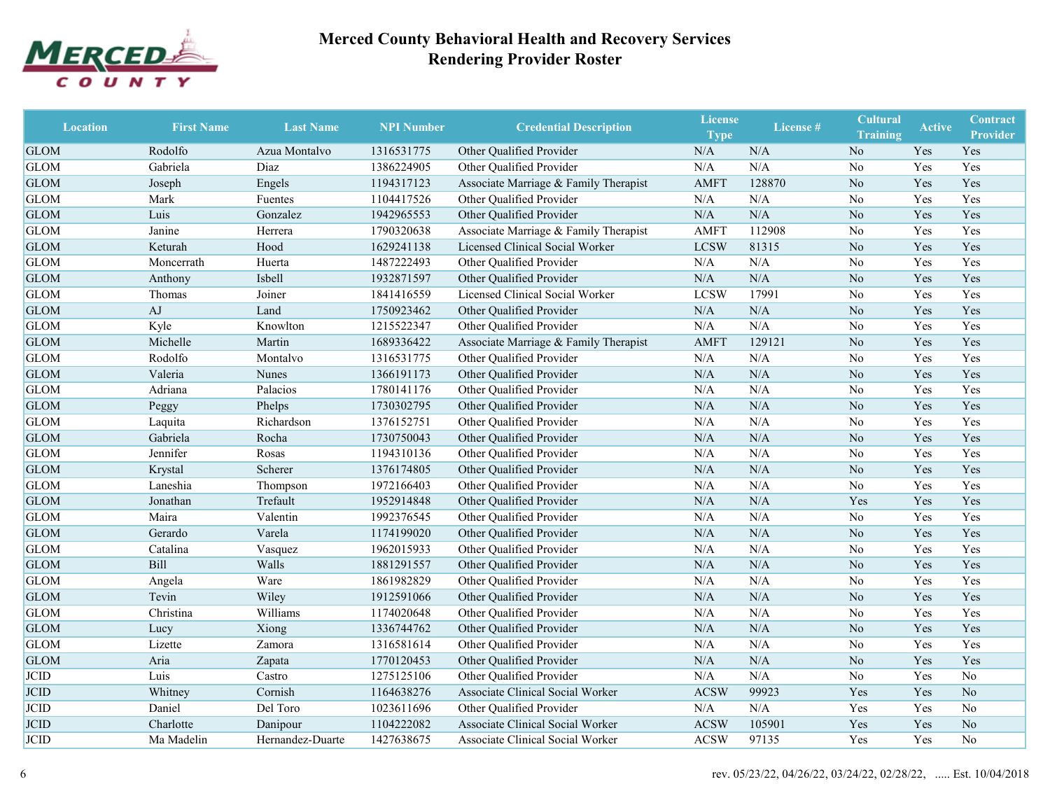# Merced County Behavioral Health and Recovery Services
## Rendering Provider Roster

| Location | First Name | Last Name | NPI Number | Credential Description | License Type | License # | Cultural Training | Active | Contract Provider |
|---|---|---|---|---|---|---|---|---|---|
| GLOM | Rodolfo | Azua Montalvo | 1316531775 | Other Qualified Provider | N/A | N/A | No | Yes | Yes |
| GLOM | Gabriela | Diaz | 1386224905 | Other Qualified Provider | N/A | N/A | No | Yes | Yes |
| GLOM | Joseph | Engels | 1194317123 | Associate Marriage & Family Therapist | AMFT | 128870 | No | Yes | Yes |
| GLOM | Mark | Fuentes | 1104417526 | Other Qualified Provider | N/A | N/A | No | Yes | Yes |
| GLOM | Luis | Gonzalez | 1942965553 | Other Qualified Provider | N/A | N/A | No | Yes | Yes |
| GLOM | Janine | Herrera | 1790320638 | Associate Marriage & Family Therapist | AMFT | 112908 | No | Yes | Yes |
| GLOM | Keturah | Hood | 1629241138 | Licensed Clinical Social Worker | LCSW | 81315 | No | Yes | Yes |
| GLOM | Moncerrath | Huerta | 1487222493 | Other Qualified Provider | N/A | N/A | No | Yes | Yes |
| GLOM | Anthony | Isbell | 1932871597 | Other Qualified Provider | N/A | N/A | No | Yes | Yes |
| GLOM | Thomas | Joiner | 1841416559 | Licensed Clinical Social Worker | LCSW | 17991 | No | Yes | Yes |
| GLOM | AJ | Land | 1750923462 | Other Qualified Provider | N/A | N/A | No | Yes | Yes |
| GLOM | Kyle | Knowlton | 1215522347 | Other Qualified Provider | N/A | N/A | No | Yes | Yes |
| GLOM | Michelle | Martin | 1689336422 | Associate Marriage & Family Therapist | AMFT | 129121 | No | Yes | Yes |
| GLOM | Rodolfo | Montalvo | 1316531775 | Other Qualified Provider | N/A | N/A | No | Yes | Yes |
| GLOM | Valeria | Nunes | 1366191173 | Other Qualified Provider | N/A | N/A | No | Yes | Yes |
| GLOM | Adriana | Palacios | 1780141176 | Other Qualified Provider | N/A | N/A | No | Yes | Yes |
| GLOM | Peggy | Phelps | 1730302795 | Other Qualified Provider | N/A | N/A | No | Yes | Yes |
| GLOM | Laquita | Richardson | 1376152751 | Other Qualified Provider | N/A | N/A | No | Yes | Yes |
| GLOM | Gabriela | Rocha | 1730750043 | Other Qualified Provider | N/A | N/A | No | Yes | Yes |
| GLOM | Jennifer | Rosas | 1194310136 | Other Qualified Provider | N/A | N/A | No | Yes | Yes |
| GLOM | Krystal | Scherer | 1376174805 | Other Qualified Provider | N/A | N/A | No | Yes | Yes |
| GLOM | Laneshia | Thompson | 1972166403 | Other Qualified Provider | N/A | N/A | No | Yes | Yes |
| GLOM | Jonathan | Trefault | 1952914848 | Other Qualified Provider | N/A | N/A | Yes | Yes | Yes |
| GLOM | Maira | Valentin | 1992376545 | Other Qualified Provider | N/A | N/A | No | Yes | Yes |
| GLOM | Gerardo | Varela | 1174199020 | Other Qualified Provider | N/A | N/A | No | Yes | Yes |
| GLOM | Catalina | Vasquez | 1962015933 | Other Qualified Provider | N/A | N/A | No | Yes | Yes |
| GLOM | Bill | Walls | 1881291557 | Other Qualified Provider | N/A | N/A | No | Yes | Yes |
| GLOM | Angela | Ware | 1861982829 | Other Qualified Provider | N/A | N/A | No | Yes | Yes |
| GLOM | Tevin | Wiley | 1912591066 | Other Qualified Provider | N/A | N/A | No | Yes | Yes |
| GLOM | Christina | Williams | 1174020648 | Other Qualified Provider | N/A | N/A | No | Yes | Yes |
| GLOM | Lucy | Xiong | 1336744762 | Other Qualified Provider | N/A | N/A | No | Yes | Yes |
| GLOM | Lizette | Zamora | 1316581614 | Other Qualified Provider | N/A | N/A | No | Yes | Yes |
| GLOM | Aria | Zapata | 1770120453 | Other Qualified Provider | N/A | N/A | No | Yes | Yes |
| JCID | Luis | Castro | 1275125106 | Other Qualified Provider | N/A | N/A | No | Yes | No |
| JCID | Whitney | Cornish | 1164638276 | Associate Clinical Social Worker | ACSW | 99923 | Yes | Yes | No |
| JCID | Daniel | Del Toro | 1023611696 | Other Qualified Provider | N/A | N/A | Yes | Yes | No |
| JCID | Charlotte | Danipour | 1104222082 | Associate Clinical Social Worker | ACSW | 105901 | Yes | Yes | No |
| JCID | Ma Madelin | Hernandez-Duarte | 1427638675 | Associate Clinical Social Worker | ACSW | 97135 | Yes | Yes | No |

rev. 05/23/22, 04/26/22, 03/24/22, 02/28/22, ..... Est. 10/04/2018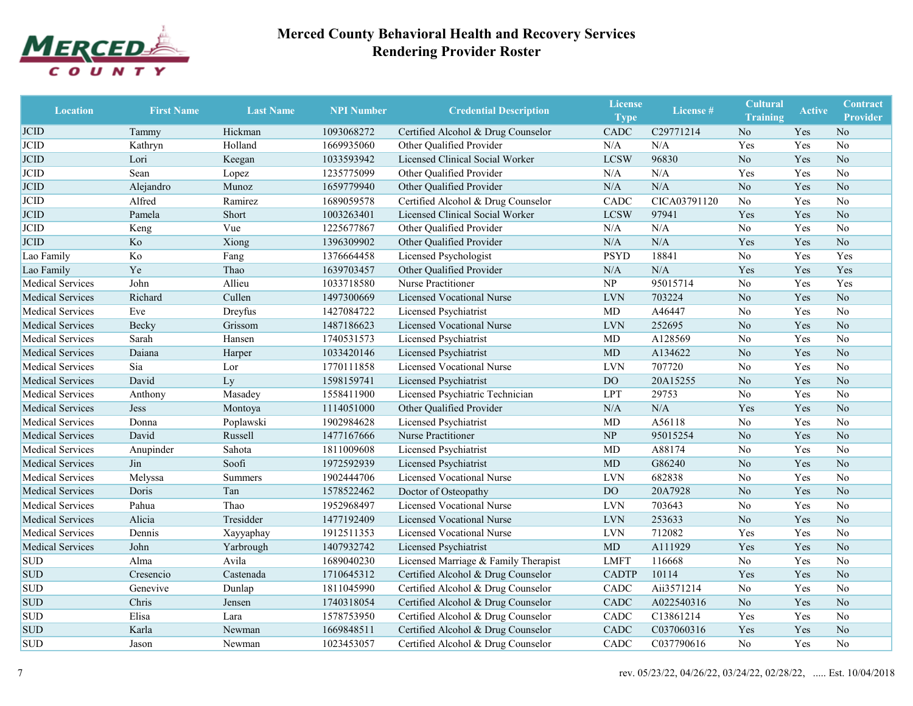# Merced County Behavioral Health and Recovery Services
## Rendering Provider Roster

| Location | First Name | Last Name | NPI Number | Credential Description | License Type | License # | Cultural Training | Active | Contract Provider |
|---|---|---|---|---|---|---|---|---|---|
| JCID | Tammy | Hickman | 1093068272 | Certified Alcohol & Drug Counselor | CADC | C29771214 | No | Yes | No |
| JCID | Kathryn | Holland | 1669935060 | Other Qualified Provider | N/A | N/A | Yes | Yes | No |
| JCID | Lori | Keegan | 1033593942 | Licensed Clinical Social Worker | LCSW | 96830 | No | Yes | No |
| JCID | Sean | Lopez | 1235775099 | Other Qualified Provider | N/A | N/A | Yes | Yes | No |
| JCID | Alejandro | Munoz | 1659779940 | Other Qualified Provider | N/A | N/A | No | Yes | No |
| JCID | Alfred | Ramirez | 1689059578 | Certified Alcohol & Drug Counselor | CADC | CICA03791120 | No | Yes | No |
| JCID | Pamela | Short | 1003263401 | Licensed Clinical Social Worker | LCSW | 97941 | Yes | Yes | No |
| JCID | Keng | Vue | 1225677867 | Other Qualified Provider | N/A | N/A | No | Yes | No |
| JCID | Ko | Xiong | 1396309902 | Other Qualified Provider | N/A | N/A | Yes | Yes | No |
| Lao Family | Ko | Fang | 1376664458 | Licensed Psychologist | PSYD | 18841 | No | Yes | Yes |
| Lao Family | Ye | Thao | 1639703457 | Other Qualified Provider | N/A | N/A | Yes | Yes | Yes |
| Medical Services | John | Allieu | 1033718580 | Nurse Practitioner | NP | 95015714 | No | Yes | Yes |
| Medical Services | Richard | Cullen | 1497300669 | Licensed Vocational Nurse | LVN | 703224 | No | Yes | No |
| Medical Services | Eve | Dreyfus | 1427084722 | Licensed Psychiatrist | MD | A46447 | No | Yes | No |
| Medical Services | Becky | Grissom | 1487186623 | Licensed Vocational Nurse | LVN | 252695 | No | Yes | No |
| Medical Services | Sarah | Hansen | 1740531573 | Licensed Psychiatrist | MD | A128569 | No | Yes | No |
| Medical Services | Daiana | Harper | 1033420146 | Licensed Psychiatrist | MD | A134622 | No | Yes | No |
| Medical Services | Sia | Lor | 1770111858 | Licensed Vocational Nurse | LVN | 707720 | No | Yes | No |
| Medical Services | David | Ly | 1598159741 | Licensed Psychiatrist | DO | 20A15255 | No | Yes | No |
| Medical Services | Anthony | Masadey | 1558411900 | Licensed Psychiatric Technician | LPT | 29753 | No | Yes | No |
| Medical Services | Jess | Montoya | 1114051000 | Other Qualified Provider | N/A | N/A | Yes | Yes | No |
| Medical Services | Donna | Poplawski | 1902984628 | Licensed Psychiatrist | MD | A56118 | No | Yes | No |
| Medical Services | David | Russell | 1477167666 | Nurse Practitioner | NP | 95015254 | No | Yes | No |
| Medical Services | Anupinder | Sahota | 1811009608 | Licensed Psychiatrist | MD | A88174 | No | Yes | No |
| Medical Services | Jin | Soofi | 1972592939 | Licensed Psychiatrist | MD | G86240 | No | Yes | No |
| Medical Services | Melyssa | Summers | 1902444706 | Licensed Vocational Nurse | LVN | 682838 | No | Yes | No |
| Medical Services | Doris | Tan | 1578522462 | Doctor of Osteopathy | DO | 20A7928 | No | Yes | No |
| Medical Services | Pahua | Thao | 1952968497 | Licensed Vocational Nurse | LVN | 703643 | No | Yes | No |
| Medical Services | Alicia | Tresidder | 1477192409 | Licensed Vocational Nurse | LVN | 253633 | No | Yes | No |
| Medical Services | Dennis | Xayyaphay | 1912511353 | Licensed Vocational Nurse | LVN | 712082 | Yes | Yes | No |
| Medical Services | John | Yarbrough | 1407932742 | Licensed Psychiatrist | MD | A111929 | Yes | Yes | No |
| SUD | Alma | Avila | 1689040230 | Licensed Marriage & Family Therapist | LMFT | 116668 | No | Yes | No |
| SUD | Cresencio | Castenada | 1710645312 | Certified Alcohol & Drug Counselor | CADTP | 10114 | Yes | Yes | No |
| SUD | Genevive | Dunlap | 1811045990 | Certified Alcohol & Drug Counselor | CADC | Aii3571214 | No | Yes | No |
| SUD | Chris | Jensen | 1740318054 | Certified Alcohol & Drug Counselor | CADC | A022540316 | No | Yes | No |
| SUD | Elisa | Lara | 1578753950 | Certified Alcohol & Drug Counselor | CADC | C13861214 | Yes | Yes | No |
| SUD | Karla | Newman | 1669848511 | Certified Alcohol & Drug Counselor | CADC | C037060316 | Yes | Yes | No |
| SUD | Jason | Newman | 1023453057 | Certified Alcohol & Drug Counselor | CADC | C037790616 | No | Yes | No |

rev. 05/23/22, 04/26/22, 03/24/22, 02/28/22, ..... Est. 10/04/2018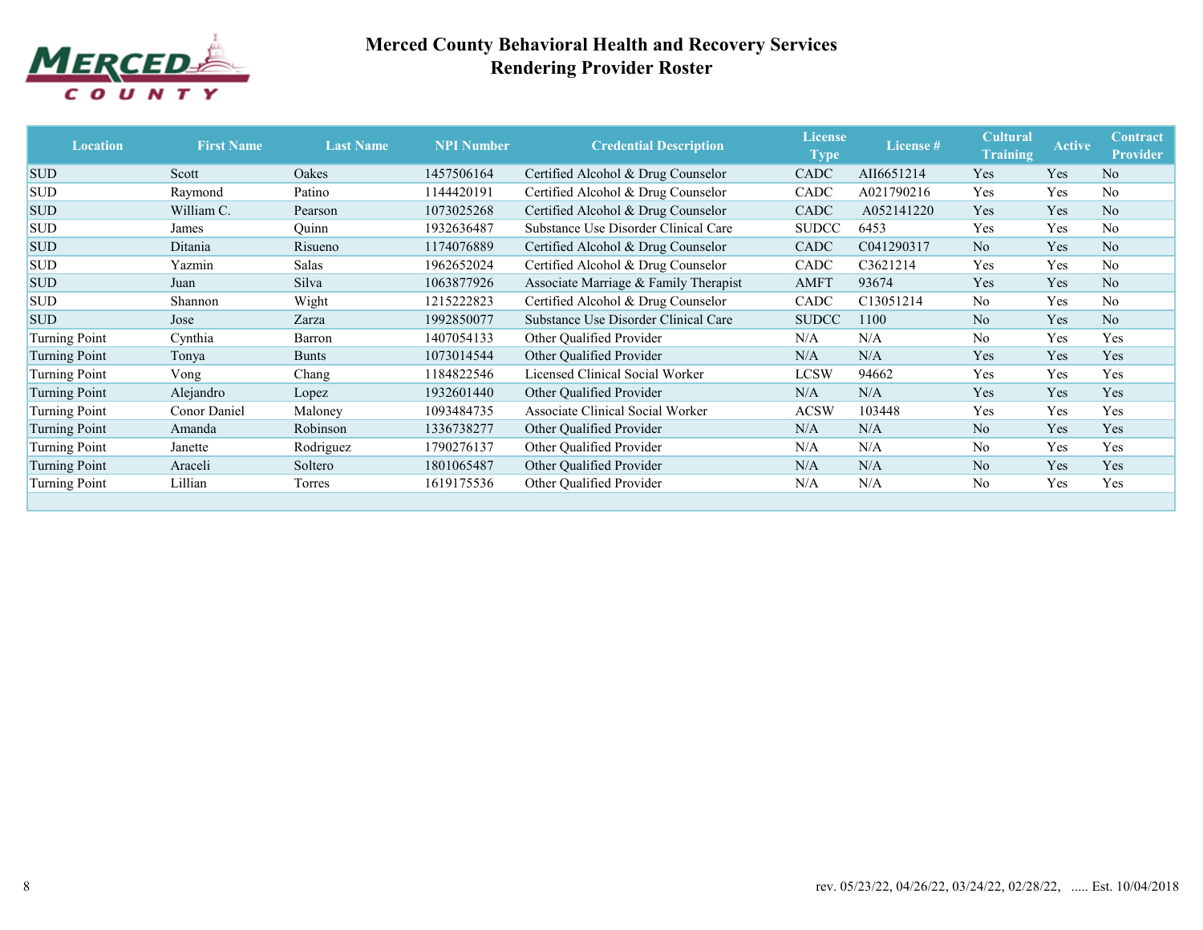# Merced County Behavioral Health and Recovery Services
## Rendering Provider Roster

| Location | First Name | Last Name | NPI Number | Credential Description | License Type | License # | Cultural Training | Active | Contract Provider |
|---|---|---|---|---|---|---|---|---|---|
| SUD | Scott | Oakes | 1457506164 | Certified Alcohol & Drug Counselor | CADC | AII6651214 | Yes | Yes | No |
| SUD | Raymond | Patino | 1144420191 | Certified Alcohol & Drug Counselor | CADC | A021790216 | Yes | Yes | No |
| SUD | William C. | Pearson | 1073025268 | Certified Alcohol & Drug Counselor | CADC | A052141220 | Yes | Yes | No |
| SUD | James | Quinn | 1932636487 | Substance Use Disorder Clinical Care | SUDCC | 6453 | Yes | Yes | No |
| SUD | Ditania | Risueno | 1174076889 | Certified Alcohol & Drug Counselor | CADC | C041290317 | No | Yes | No |
| SUD | Yazmin | Salas | 1962652024 | Certified Alcohol & Drug Counselor | CADC | C3621214 | Yes | Yes | No |
| SUD | Juan | Silva | 1063877926 | Associate Marriage & Family Therapist | AMFT | 93674 | Yes | Yes | No |
| SUD | Shannon | Wight | 1215222823 | Certified Alcohol & Drug Counselor | CADC | C13051214 | No | Yes | No |
| SUD | Jose | Zarza | 1992850077 | Substance Use Disorder Clinical Care | SUDCC | 1100 | No | Yes | No |
| Turning Point | Cynthia | Barron | 1407054133 | Other Qualified Provider | N/A | N/A | No | Yes | Yes |
| Turning Point | Tonya | Bunts | 1073014544 | Other Qualified Provider | N/A | N/A | Yes | Yes | Yes |
| Turning Point | Vong | Chang | 1184822546 | Licensed Clinical Social Worker | LCSW | 94662 | Yes | Yes | Yes |
| Turning Point | Alejandro | Lopez | 1932601440 | Other Qualified Provider | N/A | N/A | Yes | Yes | Yes |
| Turning Point | Conor Daniel | Maloney | 1093484735 | Associate Clinical Social Worker | ACSW | 103448 | Yes | Yes | Yes |
| Turning Point | Amanda | Robinson | 1336738277 | Other Qualified Provider | N/A | N/A | No | Yes | Yes |
| Turning Point | Janette | Rodriguez | 1790276137 | Other Qualified Provider | N/A | N/A | No | Yes | Yes |
| Turning Point | Araceli | Soltero | 1801065487 | Other Qualified Provider | N/A | N/A | No | Yes | Yes |
| Turning Point | Lillian | Torres | 1619175536 | Other Qualified Provider | N/A | N/A | No | Yes | Yes |

rev. 05/23/22, 04/26/22, 03/24/22, 02/28/22, ..... Est. 10/04/2018